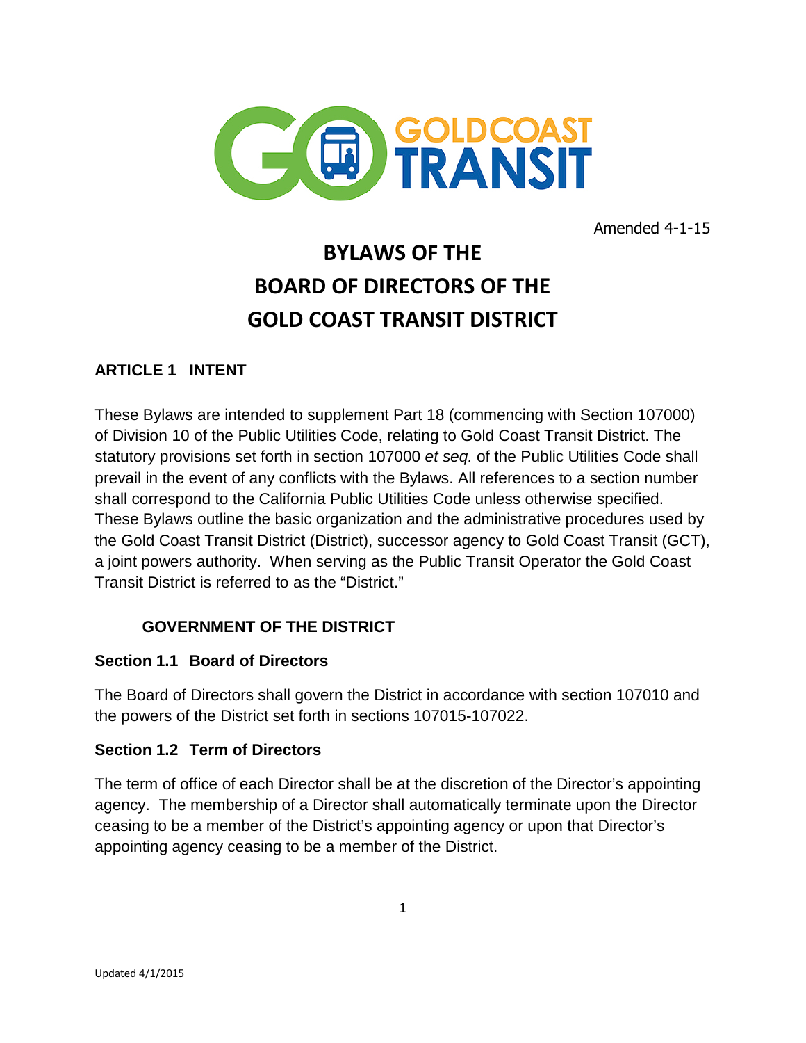Amended 4-1-15

# BYLAWS OF THE BOARD OF DIRECTORS OF THE GOLD COAST TRANSIT DISTRICT

## ARTICLE 1 INTENT

These Bylaws are intended to supplement Part 18 (commencing with Section 107000) of Division 10 of the Public Utilities Code, relating to Gold Coast Transit District. The statutory provisions set forth in section 107000 *et seq.* of the Public Utilities Code shall prevail in the event of any conflicts with the Bylaws. All references to a section number shall correspond to the California Public Utilities Code unless otherwise specified. These Bylaws outline the basic organization and the administrative procedures used by the Gold Coast Transit District (District), successor agency to Gold Coast Transit (GCT), a joint powers authority. When serving as the Public Transit Operator the Gold Coast Transit District is referred to as the "District."

### GOVERNMENT OF THE DISTRICT

### Section 1.1 Board of Directors

The Board of Directors shall govern the District in accordance with section 107010 and the powers of the District set forth in sections 107015-107022.

### Section 1.2 Term of Directors

The term of office of each Director shall be at the discretion of the Director's appointing agency. The membership of a Director shall automatically terminate upon the Director ceasing to be a member of the District's appointing agency or upon that Director's appointing agency ceasing to be a member of the District.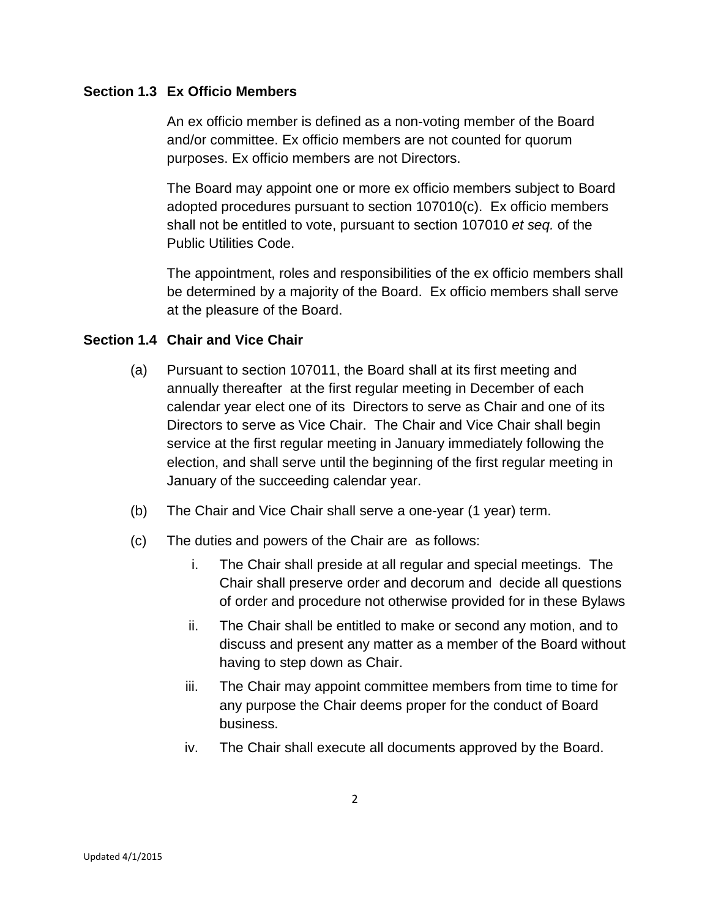### Section 1.3 Ex Officio Members

An ex officio member is defined as a non-voting member of the Board and/or committee. Ex officio members are not counted for quorum purposes. Ex officio members are not Directors.

The Board may appoint one or more ex officio members subject to Board adopted procedures pursuant to section 107010(c). Ex officio members shall not be entitled to vote, pursuant to section 107010 *et seq.* of the Public Utilities Code.

The appointment, roles and responsibilities of the ex officio members shall be determined by a majority of the Board. Ex officio members shall serve at the pleasure of the Board.

### Section 1.4 Chair and Vice Chair

(a) Pursuant to section 107011, the Board shall at its first meeting and annually thereafter at the first regular meeting in December of each calendar year elect one of its Directors to serve as Chair and one of its Directors to serve as Vice Chair. The Chair and Vice Chair shall begin service at the first regular meeting in January immediately following the election, and shall serve until the beginning of the first regular meeting in January of the succeeding calendar year.

(b) The Chair and Vice Chair shall serve a one-year (1 year) term.

(c) The duties and powers of the Chair are as follows:

i. The Chair shall preside at all regular and special meetings. The Chair shall preserve order and decorum and decide all questions of order and procedure not otherwise provided for in these Bylaws

ii. The Chair shall be entitled to make or second any motion, and to discuss and present any matter as a member of the Board without having to step down as Chair.

iii. The Chair may appoint committee members from time to time for any purpose the Chair deems proper for the conduct of Board business.

iv. The Chair shall execute all documents approved by the Board.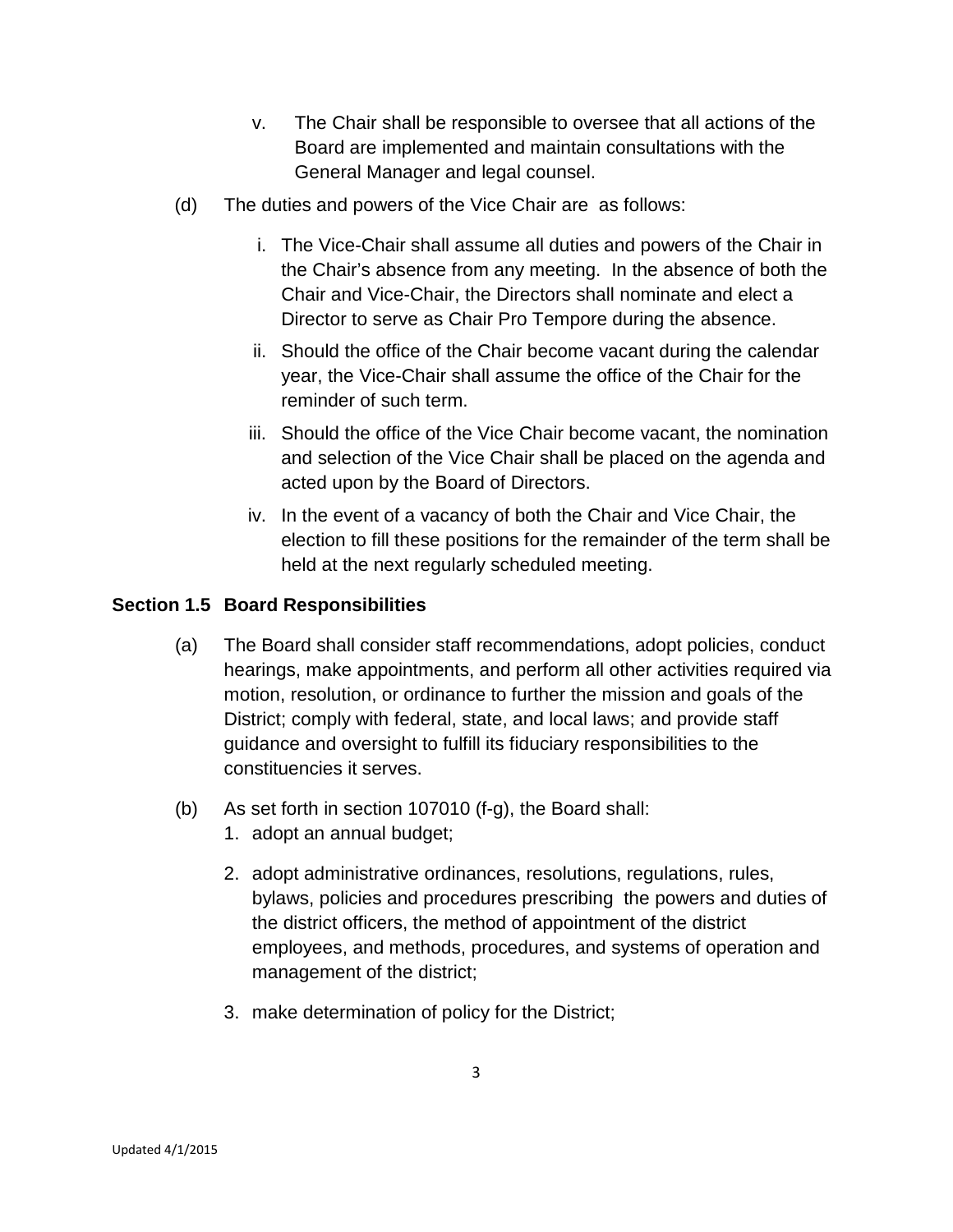v. The Chair shall be responsible to oversee that all actions of the Board are implemented and maintain consultations with the General Manager and legal counsel.

(d) The duties and powers of the Vice Chair are as follows:

i. The Vice-Chair shall assume all duties and powers of the Chair in the Chair's absence from any meeting. In the absence of both the Chair and Vice-Chair, the Directors shall nominate and elect a Director to serve as Chair Pro Tempore during the absence.

ii. Should the office of the Chair become vacant during the calendar year, the Vice-Chair shall assume the office of the Chair for the reminder of such term.

iii. Should the office of the Vice Chair become vacant, the nomination and selection of the Vice Chair shall be placed on the agenda and acted upon by the Board of Directors.

iv. In the event of a vacancy of both the Chair and Vice Chair, the election to fill these positions for the remainder of the term shall be held at the next regularly scheduled meeting.

### Section 1.5 Board Responsibilities

(a) The Board shall consider staff recommendations, adopt policies, conduct hearings, make appointments, and perform all other activities required via motion, resolution, or ordinance to further the mission and goals of the District; comply with federal, state, and local laws; and provide staff guidance and oversight to fulfill its fiduciary responsibilities to the constituencies it serves.

(b) As set forth in section 107010 (f-g), the Board shall:

1. adopt an annual budget;
2. adopt administrative ordinances, resolutions, regulations, rules, bylaws, policies and procedures prescribing the powers and duties of the district officers, the method of appointment of the district employees, and methods, procedures, and systems of operation and management of the district;
3. make determination of policy for the District;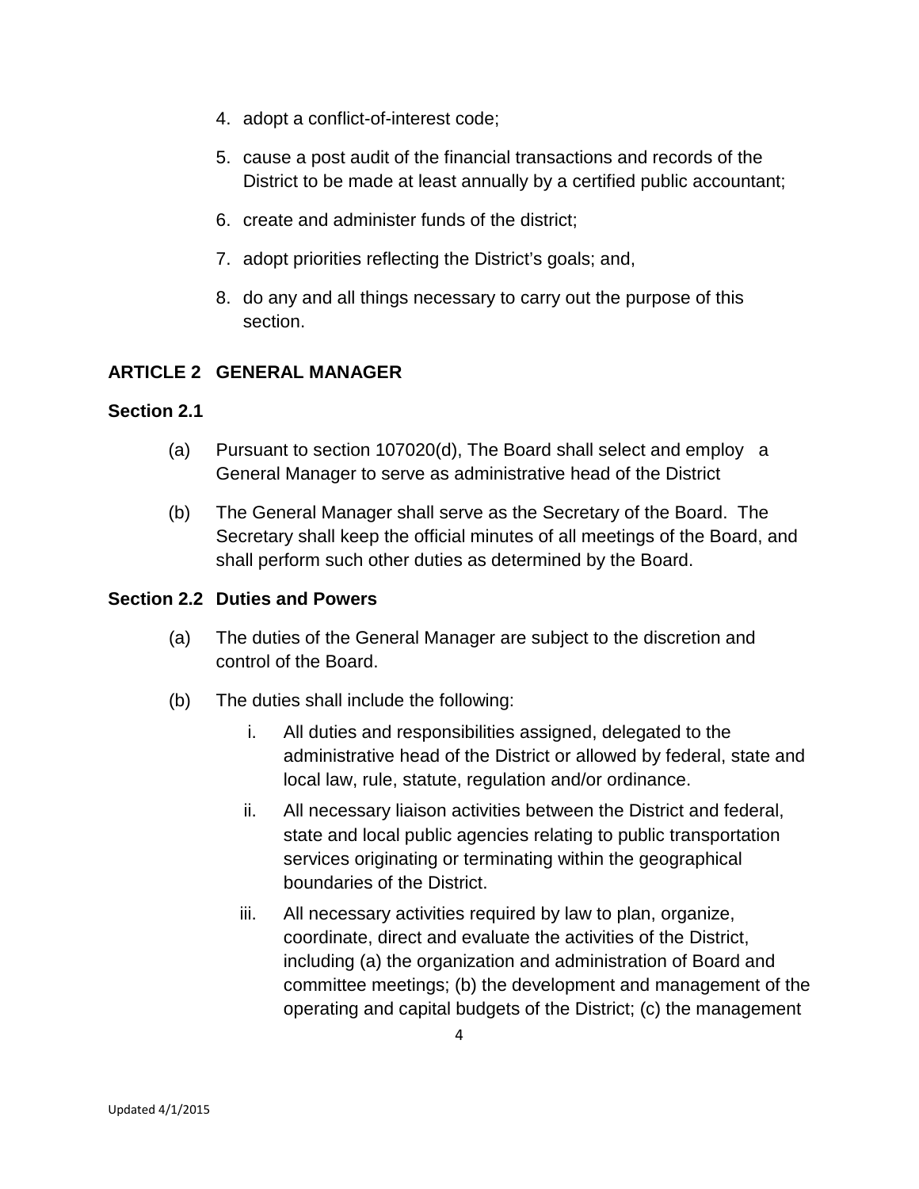4. adopt a conflict-of-interest code;
5. cause a post audit of the financial transactions and records of the District to be made at least annually by a certified public accountant;
6. create and administer funds of the district;
7. adopt priorities reflecting the District's goals; and,
8. do any and all things necessary to carry out the purpose of this section.

## ARTICLE 2 GENERAL MANAGER

### Section 2.1

(a) Pursuant to section 107020(d), The Board shall select and employ a General Manager to serve as administrative head of the District

(b) The General Manager shall serve as the Secretary of the Board. The Secretary shall keep the official minutes of all meetings of the Board, and shall perform such other duties as determined by the Board.

### Section 2.2 Duties and Powers

(a) The duties of the General Manager are subject to the discretion and control of the Board.

(b) The duties shall include the following:

i. All duties and responsibilities assigned, delegated to the administrative head of the District or allowed by federal, state and local law, rule, statute, regulation and/or ordinance.

ii. All necessary liaison activities between the District and federal, state and local public agencies relating to public transportation services originating or terminating within the geographical boundaries of the District.

iii. All necessary activities required by law to plan, organize, coordinate, direct and evaluate the activities of the District, including (a) the organization and administration of Board and committee meetings; (b) the development and management of the operating and capital budgets of the District; (c) the management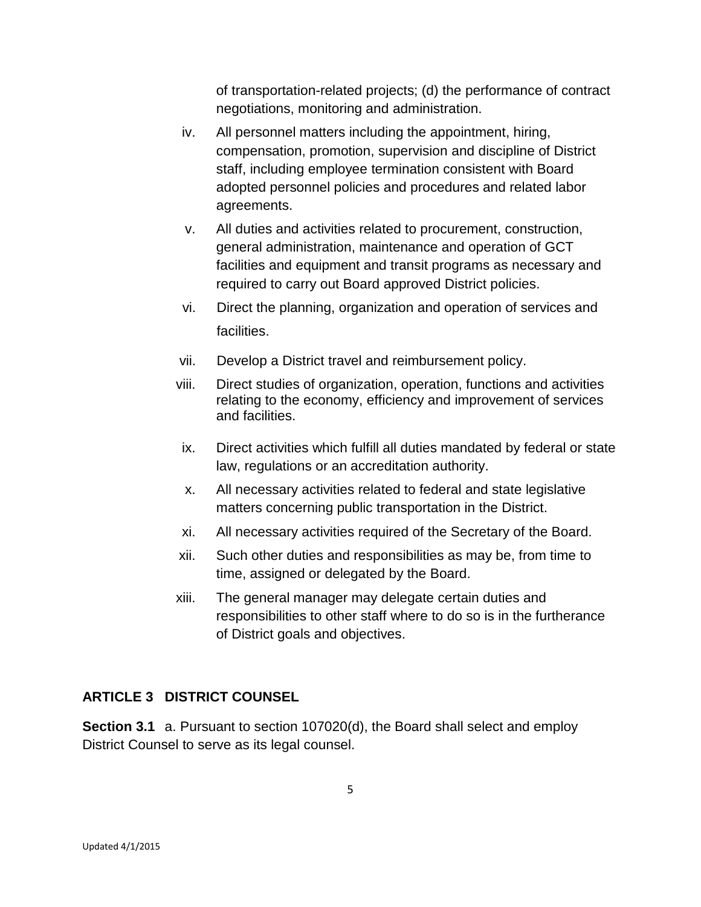of transportation-related projects; (d) the performance of contract negotiations, monitoring and administration.

iv. All personnel matters including the appointment, hiring, compensation, promotion, supervision and discipline of District staff, including employee termination consistent with Board adopted personnel policies and procedures and related labor agreements.

v. All duties and activities related to procurement, construction, general administration, maintenance and operation of GCT facilities and equipment and transit programs as necessary and required to carry out Board approved District policies.

vi. Direct the planning, organization and operation of services and facilities.

vii. Develop a District travel and reimbursement policy.

viii. Direct studies of organization, operation, functions and activities relating to the economy, efficiency and improvement of services and facilities.

ix. Direct activities which fulfill all duties mandated by federal or state law, regulations or an accreditation authority.

x. All necessary activities related to federal and state legislative matters concerning public transportation in the District.

xi. All necessary activities required of the Secretary of the Board.

xii. Such other duties and responsibilities as may be, from time to time, assigned or delegated by the Board.

xiii. The general manager may delegate certain duties and responsibilities to other staff where to do so is in the furtherance of District goals and objectives.

## ARTICLE 3 DISTRICT COUNSEL

**Section 3.1** a. Pursuant to section 107020(d), the Board shall select and employ District Counsel to serve as its legal counsel.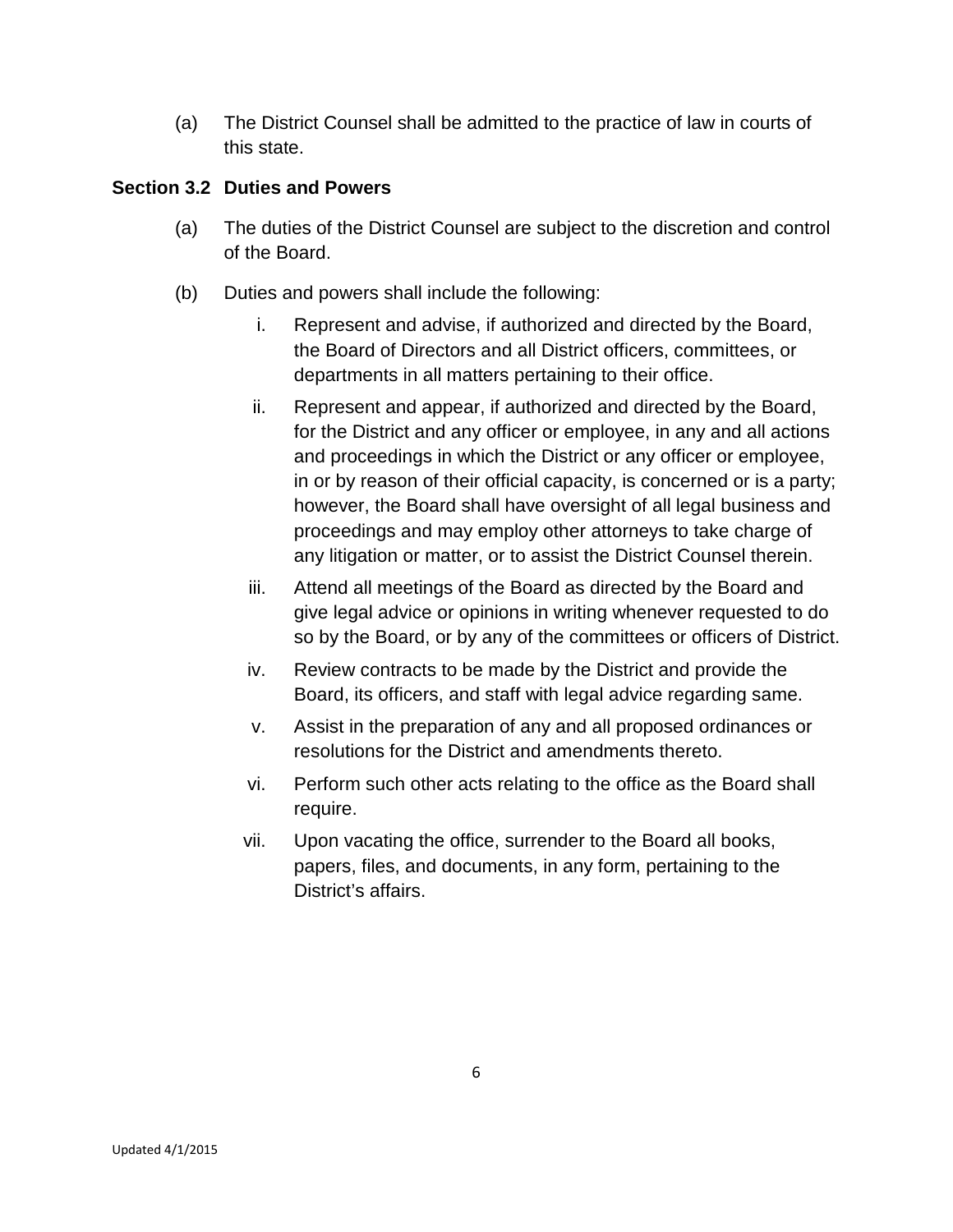(a) The District Counsel shall be admitted to the practice of law in courts of this state.

### Section 3.2 Duties and Powers

(a) The duties of the District Counsel are subject to the discretion and control of the Board.

(b) Duties and powers shall include the following:

   i. Represent and advise, if authorized and directed by the Board, the Board of Directors and all District officers, committees, or departments in all matters pertaining to their office.

   ii. Represent and appear, if authorized and directed by the Board, for the District and any officer or employee, in any and all actions and proceedings in which the District or any officer or employee, in or by reason of their official capacity, is concerned or is a party; however, the Board shall have oversight of all legal business and proceedings and may employ other attorneys to take charge of any litigation or matter, or to assist the District Counsel therein.

   iii. Attend all meetings of the Board as directed by the Board and give legal advice or opinions in writing whenever requested to do so by the Board, or by any of the committees or officers of District.

   iv. Review contracts to be made by the District and provide the Board, its officers, and staff with legal advice regarding same.

   v. Assist in the preparation of any and all proposed ordinances or resolutions for the District and amendments thereto.

   vi. Perform such other acts relating to the office as the Board shall require.

   vii. Upon vacating the office, surrender to the Board all books, papers, files, and documents, in any form, pertaining to the District's affairs.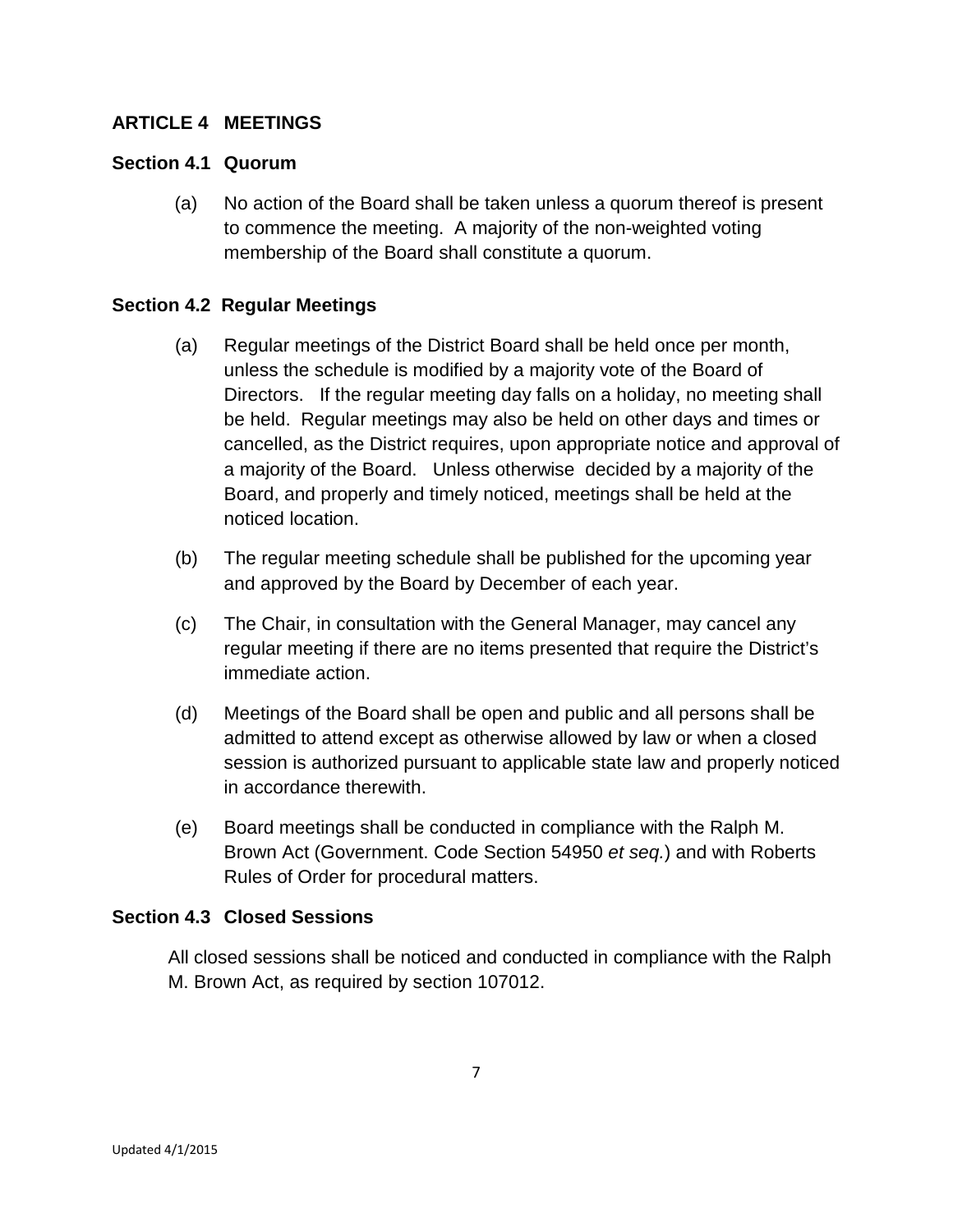## ARTICLE 4 MEETINGS

### Section 4.1 Quorum

(a) No action of the Board shall be taken unless a quorum thereof is present to commence the meeting. A majority of the non-weighted voting membership of the Board shall constitute a quorum.

### Section 4.2 Regular Meetings

(a) Regular meetings of the District Board shall be held once per month, unless the schedule is modified by a majority vote of the Board of Directors. If the regular meeting day falls on a holiday, no meeting shall be held. Regular meetings may also be held on other days and times or cancelled, as the District requires, upon appropriate notice and approval of a majority of the Board. Unless otherwise decided by a majority of the Board, and properly and timely noticed, meetings shall be held at the noticed location.

(b) The regular meeting schedule shall be published for the upcoming year and approved by the Board by December of each year.

(c) The Chair, in consultation with the General Manager, may cancel any regular meeting if there are no items presented that require the District's immediate action.

(d) Meetings of the Board shall be open and public and all persons shall be admitted to attend except as otherwise allowed by law or when a closed session is authorized pursuant to applicable state law and properly noticed in accordance therewith.

(e) Board meetings shall be conducted in compliance with the Ralph M. Brown Act (Government. Code Section 54950 *et seq.*) and with Roberts Rules of Order for procedural matters.

### Section 4.3 Closed Sessions

All closed sessions shall be noticed and conducted in compliance with the Ralph M. Brown Act, as required by section 107012.

Updated 4/1/2015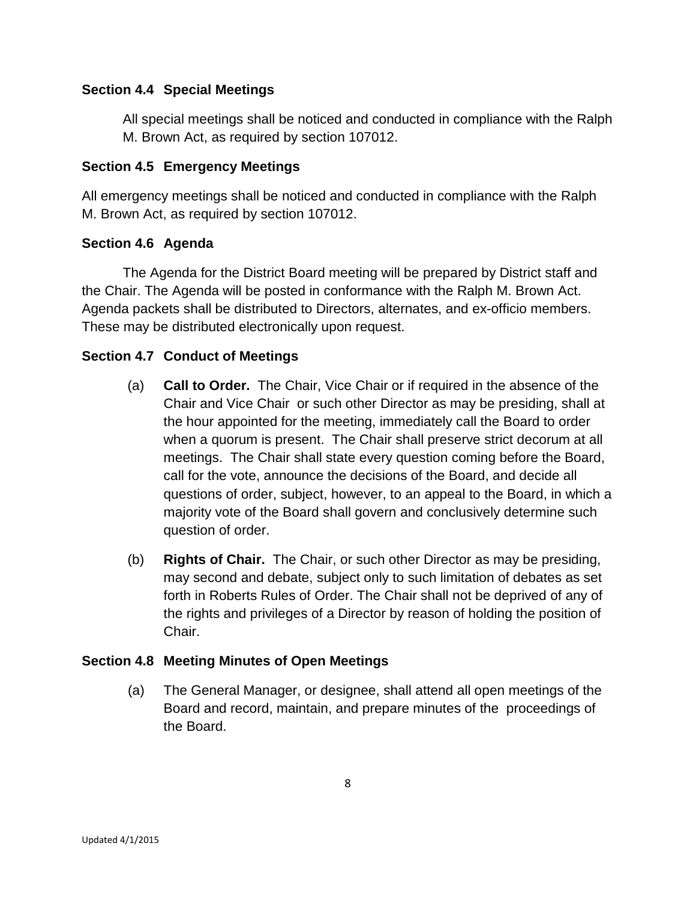### Section 4.4 Special Meetings

All special meetings shall be noticed and conducted in compliance with the Ralph M. Brown Act, as required by section 107012.

### Section 4.5 Emergency Meetings

All emergency meetings shall be noticed and conducted in compliance with the Ralph M. Brown Act, as required by section 107012.

### Section 4.6 Agenda

The Agenda for the District Board meeting will be prepared by District staff and the Chair. The Agenda will be posted in conformance with the Ralph M. Brown Act. Agenda packets shall be distributed to Directors, alternates, and ex-officio members. These may be distributed electronically upon request.

### Section 4.7 Conduct of Meetings

(a) **Call to Order.** The Chair, Vice Chair or if required in the absence of the Chair and Vice Chair or such other Director as may be presiding, shall at the hour appointed for the meeting, immediately call the Board to order when a quorum is present. The Chair shall preserve strict decorum at all meetings. The Chair shall state every question coming before the Board, call for the vote, announce the decisions of the Board, and decide all questions of order, subject, however, to an appeal to the Board, in which a majority vote of the Board shall govern and conclusively determine such question of order.

(b) **Rights of Chair.** The Chair, or such other Director as may be presiding, may second and debate, subject only to such limitation of debates as set forth in Roberts Rules of Order. The Chair shall not be deprived of any of the rights and privileges of a Director by reason of holding the position of Chair.

### Section 4.8 Meeting Minutes of Open Meetings

(a) The General Manager, or designee, shall attend all open meetings of the Board and record, maintain, and prepare minutes of the proceedings of the Board.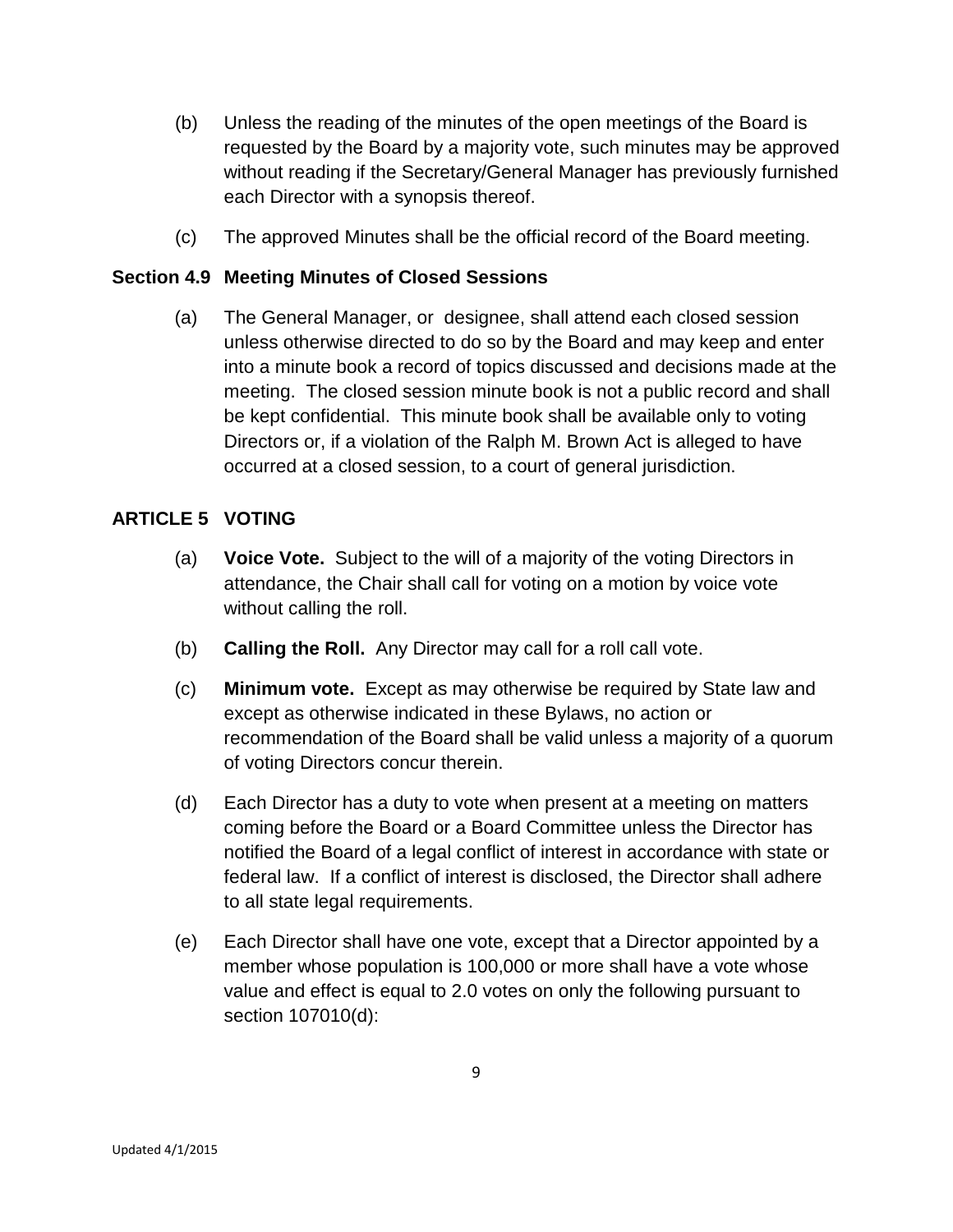(b) Unless the reading of the minutes of the open meetings of the Board is requested by the Board by a majority vote, such minutes may be approved without reading if the Secretary/General Manager has previously furnished each Director with a synopsis thereof.

(c) The approved Minutes shall be the official record of the Board meeting.

**Section 4.9 Meeting Minutes of Closed Sessions**

(a) The General Manager, or designee, shall attend each closed session unless otherwise directed to do so by the Board and may keep and enter into a minute book a record of topics discussed and decisions made at the meeting. The closed session minute book is not a public record and shall be kept confidential. This minute book shall be available only to voting Directors or, if a violation of the Ralph M. Brown Act is alleged to have occurred at a closed session, to a court of general jurisdiction.

## ARTICLE 5 VOTING

(a) **Voice Vote.** Subject to the will of a majority of the voting Directors in attendance, the Chair shall call for voting on a motion by voice vote without calling the roll.

(b) **Calling the Roll.** Any Director may call for a roll call vote.

(c) **Minimum vote.** Except as may otherwise be required by State law and except as otherwise indicated in these Bylaws, no action or recommendation of the Board shall be valid unless a majority of a quorum of voting Directors concur therein.

(d) Each Director has a duty to vote when present at a meeting on matters coming before the Board or a Board Committee unless the Director has notified the Board of a legal conflict of interest in accordance with state or federal law. If a conflict of interest is disclosed, the Director shall adhere to all state legal requirements.

(e) Each Director shall have one vote, except that a Director appointed by a member whose population is 100,000 or more shall have a vote whose value and effect is equal to 2.0 votes on only the following pursuant to section 107010(d):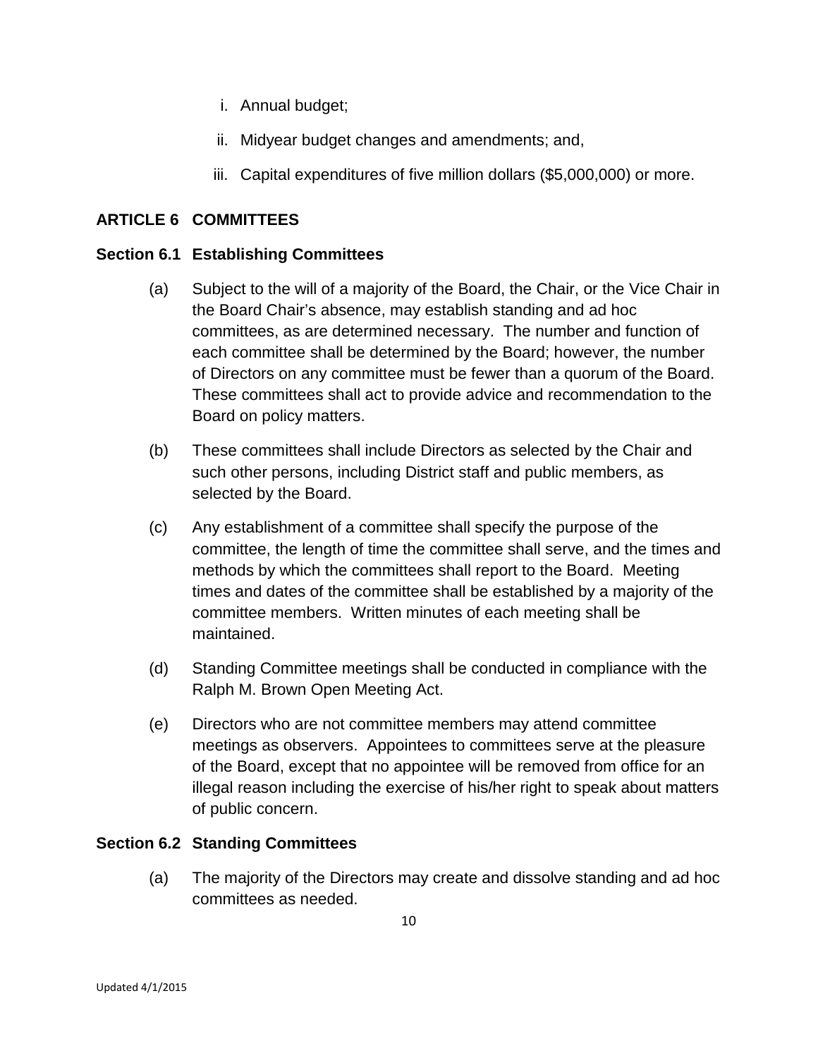i. Annual budget;

ii. Midyear budget changes and amendments; and,

iii. Capital expenditures of five million dollars ($5,000,000) or more.

## ARTICLE 6 COMMITTEES

### Section 6.1 Establishing Committees

(a) Subject to the will of a majority of the Board, the Chair, or the Vice Chair in the Board Chair's absence, may establish standing and ad hoc committees, as are determined necessary. The number and function of each committee shall be determined by the Board; however, the number of Directors on any committee must be fewer than a quorum of the Board. These committees shall act to provide advice and recommendation to the Board on policy matters.

(b) These committees shall include Directors as selected by the Chair and such other persons, including District staff and public members, as selected by the Board.

(c) Any establishment of a committee shall specify the purpose of the committee, the length of time the committee shall serve, and the times and methods by which the committees shall report to the Board. Meeting times and dates of the committee shall be established by a majority of the committee members. Written minutes of each meeting shall be maintained.

(d) Standing Committee meetings shall be conducted in compliance with the Ralph M. Brown Open Meeting Act.

(e) Directors who are not committee members may attend committee meetings as observers. Appointees to committees serve at the pleasure of the Board, except that no appointee will be removed from office for an illegal reason including the exercise of his/her right to speak about matters of public concern.

### Section 6.2 Standing Committees

(a) The majority of the Directors may create and dissolve standing and ad hoc committees as needed.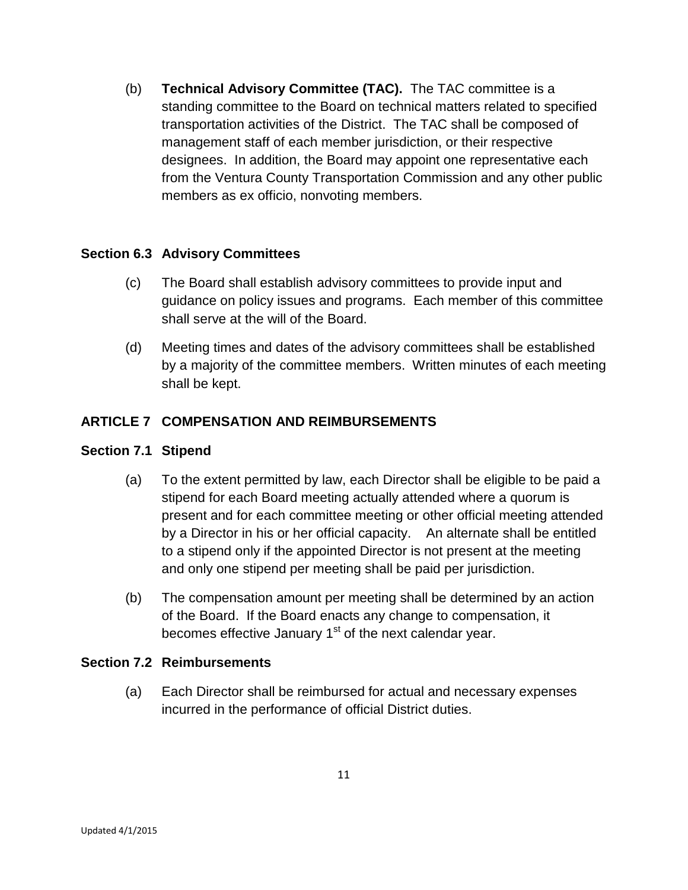(b) **Technical Advisory Committee (TAC).** The TAC committee is a standing committee to the Board on technical matters related to specified transportation activities of the District. The TAC shall be composed of management staff of each member jurisdiction, or their respective designees. In addition, the Board may appoint one representative each from the Ventura County Transportation Commission and any other public members as ex officio, nonvoting members.

### Section 6.3 Advisory Committees

(c) The Board shall establish advisory committees to provide input and guidance on policy issues and programs. Each member of this committee shall serve at the will of the Board.

(d) Meeting times and dates of the advisory committees shall be established by a majority of the committee members. Written minutes of each meeting shall be kept.

## ARTICLE 7 COMPENSATION AND REIMBURSEMENTS

### Section 7.1 Stipend

(a) To the extent permitted by law, each Director shall be eligible to be paid a stipend for each Board meeting actually attended where a quorum is present and for each committee meeting or other official meeting attended by a Director in his or her official capacity. An alternate shall be entitled to a stipend only if the appointed Director is not present at the meeting and only one stipend per meeting shall be paid per jurisdiction.

(b) The compensation amount per meeting shall be determined by an action of the Board. If the Board enacts any change to compensation, it becomes effective January 1st of the next calendar year.

### Section 7.2 Reimbursements

(a) Each Director shall be reimbursed for actual and necessary expenses incurred in the performance of official District duties.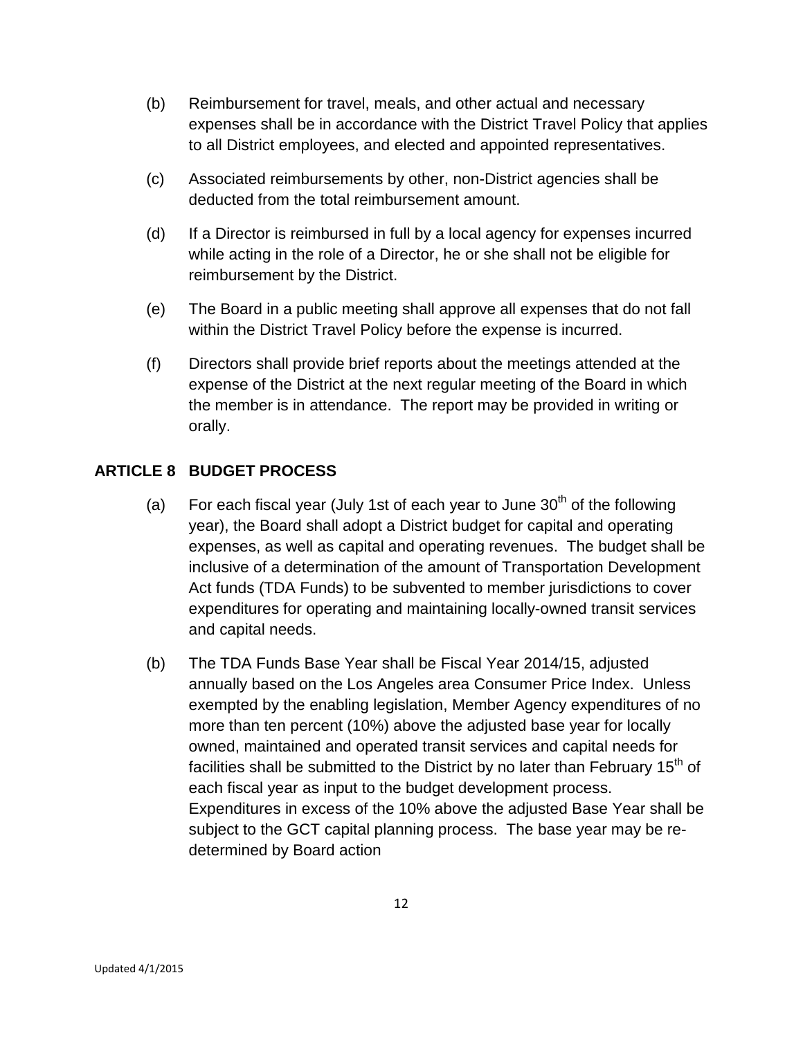(b) Reimbursement for travel, meals, and other actual and necessary expenses shall be in accordance with the District Travel Policy that applies to all District employees, and elected and appointed representatives.

(c) Associated reimbursements by other, non-District agencies shall be deducted from the total reimbursement amount.

(d) If a Director is reimbursed in full by a local agency for expenses incurred while acting in the role of a Director, he or she shall not be eligible for reimbursement by the District.

(e) The Board in a public meeting shall approve all expenses that do not fall within the District Travel Policy before the expense is incurred.

(f) Directors shall provide brief reports about the meetings attended at the expense of the District at the next regular meeting of the Board in which the member is in attendance. The report may be provided in writing or orally.

## ARTICLE 8 BUDGET PROCESS

(a) For each fiscal year (July 1st of each year to June 30th of the following year), the Board shall adopt a District budget for capital and operating expenses, as well as capital and operating revenues. The budget shall be inclusive of a determination of the amount of Transportation Development Act funds (TDA Funds) to be subvented to member jurisdictions to cover expenditures for operating and maintaining locally-owned transit services and capital needs.

(b) The TDA Funds Base Year shall be Fiscal Year 2014/15, adjusted annually based on the Los Angeles area Consumer Price Index. Unless exempted by the enabling legislation, Member Agency expenditures of no more than ten percent (10%) above the adjusted base year for locally owned, maintained and operated transit services and capital needs for facilities shall be submitted to the District by no later than February 15th of each fiscal year as input to the budget development process. Expenditures in excess of the 10% above the adjusted Base Year shall be subject to the GCT capital planning process. The base year may be re-determined by Board action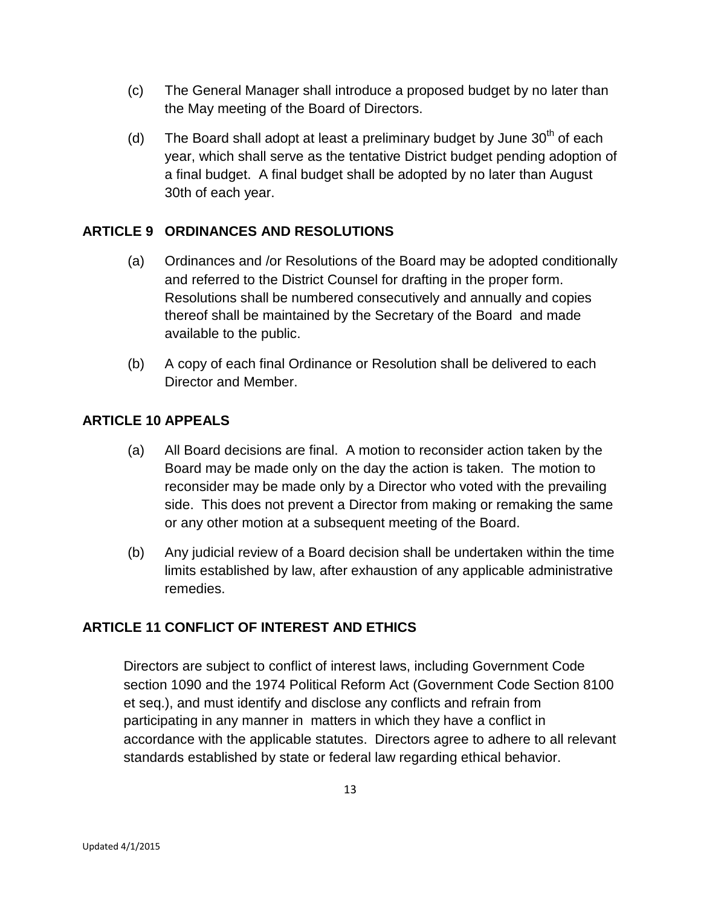(c) The General Manager shall introduce a proposed budget by no later than the May meeting of the Board of Directors.

(d) The Board shall adopt at least a preliminary budget by June 30th of each year, which shall serve as the tentative District budget pending adoption of a final budget. A final budget shall be adopted by no later than August 30th of each year.

## ARTICLE 9 ORDINANCES AND RESOLUTIONS

(a) Ordinances and /or Resolutions of the Board may be adopted conditionally and referred to the District Counsel for drafting in the proper form. Resolutions shall be numbered consecutively and annually and copies thereof shall be maintained by the Secretary of the Board and made available to the public.

(b) A copy of each final Ordinance or Resolution shall be delivered to each Director and Member.

## ARTICLE 10 APPEALS

(a) All Board decisions are final. A motion to reconsider action taken by the Board may be made only on the day the action is taken. The motion to reconsider may be made only by a Director who voted with the prevailing side. This does not prevent a Director from making or remaking the same or any other motion at a subsequent meeting of the Board.

(b) Any judicial review of a Board decision shall be undertaken within the time limits established by law, after exhaustion of any applicable administrative remedies.

## ARTICLE 11 CONFLICT OF INTEREST AND ETHICS

Directors are subject to conflict of interest laws, including Government Code section 1090 and the 1974 Political Reform Act (Government Code Section 8100 et seq.), and must identify and disclose any conflicts and refrain from participating in any manner in matters in which they have a conflict in accordance with the applicable statutes. Directors agree to adhere to all relevant standards established by state or federal law regarding ethical behavior.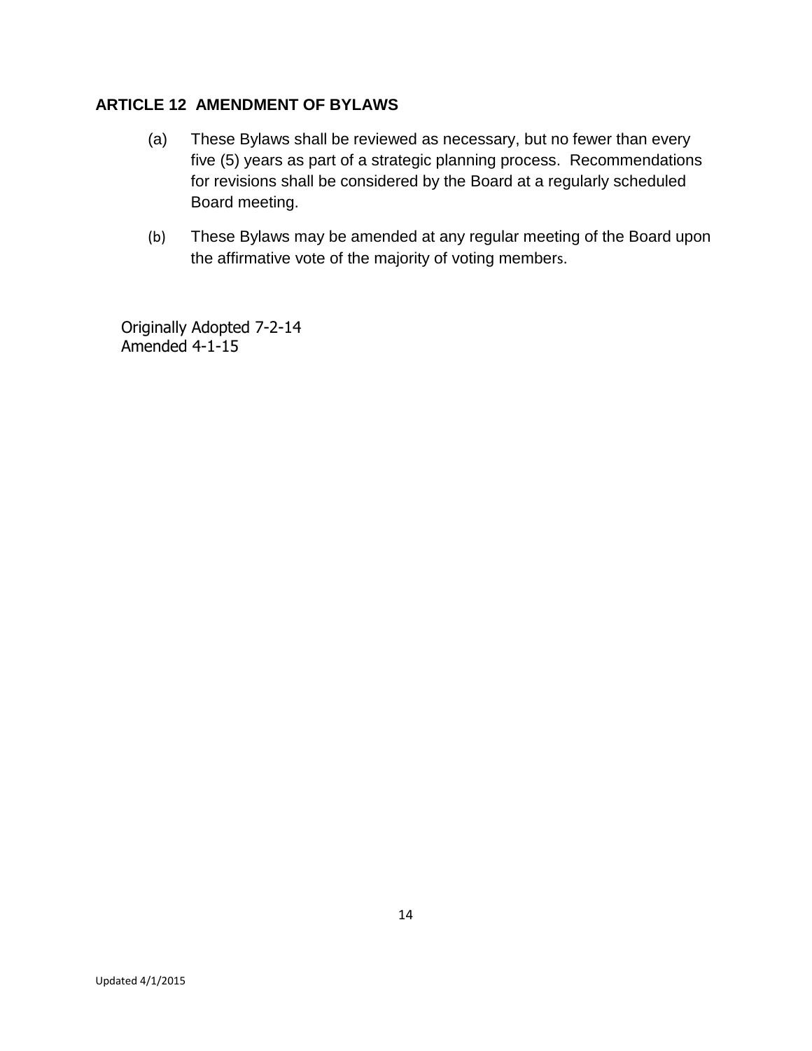## ARTICLE 12 AMENDMENT OF BYLAWS

(a) These Bylaws shall be reviewed as necessary, but no fewer than every five (5) years as part of a strategic planning process. Recommendations for revisions shall be considered by the Board at a regularly scheduled Board meeting.

(b) These Bylaws may be amended at any regular meeting of the Board upon the affirmative vote of the majority of voting members.

Originally Adopted 7-2-14
Amended 4-1-15